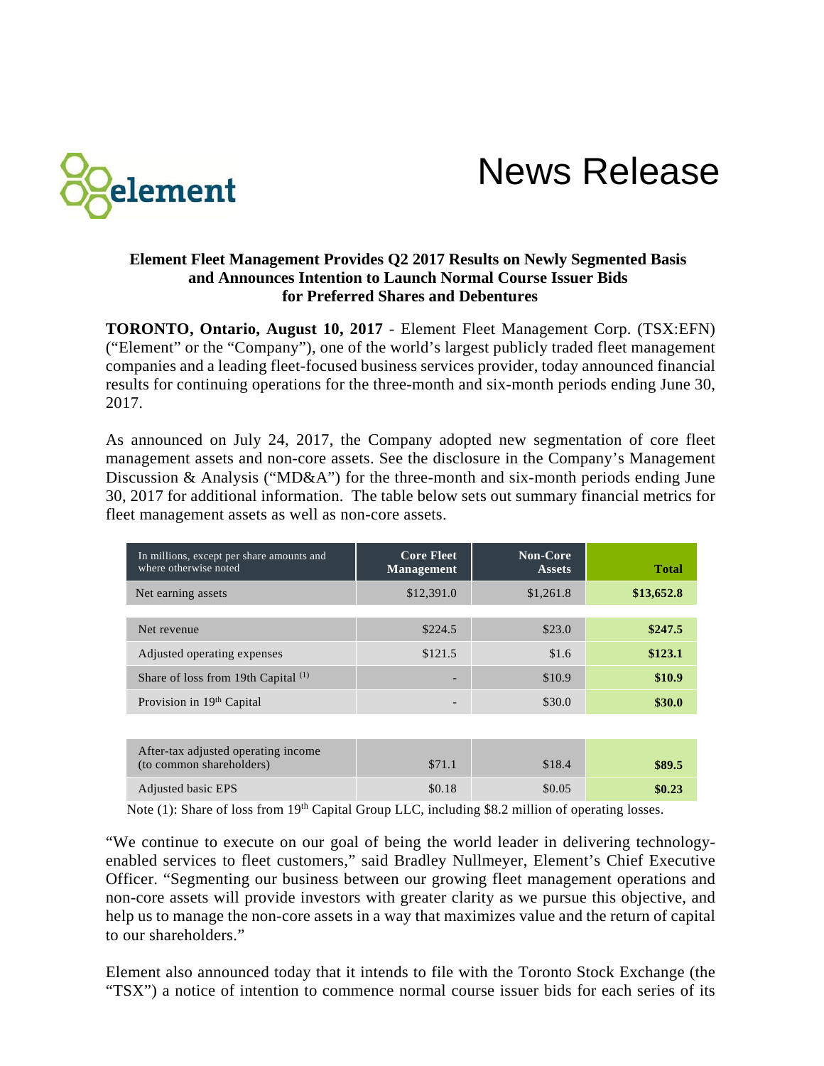# News Release

**Element Fleet Management Provides Q2 2017 Results on Newly Segmented Basis and Announces Intention to Launch Normal Course Issuer Bids for Preferred Shares and Debentures**

**TORONTO, Ontario, August 10, 2017** - Element Fleet Management Corp. (TSX:EFN) ("Element" or the "Company"), one of the world's largest publicly traded fleet management companies and a leading fleet-focused business services provider, today announced financial results for continuing operations for the three-month and six-month periods ending June 30, 2017.

As announced on July 24, 2017, the Company adopted new segmentation of core fleet management assets and non-core assets. See the disclosure in the Company's Management Discussion & Analysis ("MD&A") for the three-month and six-month periods ending June 30, 2017 for additional information. The table below sets out summary financial metrics for fleet management assets as well as non-core assets.

| In millions, except per share amounts and where otherwise noted | Core Fleet Management | Non-Core Assets | Total |
|---|---|---|---|
| Net earning assets | $12,391.0 | $1,261.8 | **$13,652.8** |
| Net revenue | $224.5 | $23.0 | **$247.5** |
| Adjusted operating expenses | $121.5 | $1.6 | **$123.1** |
| Share of loss from 19th Capital (1) | - | $10.9 | **$10.9** |
| Provision in 19th Capital | - | $30.0 | **$30.0** |
| After-tax adjusted operating income (to common shareholders) | $71.1 | $18.4 | **$89.5** |
| Adjusted basic EPS | $0.18 | $0.05 | **$0.23** |

Note (1): Share of loss from 19th Capital Group LLC, including $8.2 million of operating losses.

"We continue to execute on our goal of being the world leader in delivering technology-enabled services to fleet customers," said Bradley Nullmeyer, Element's Chief Executive Officer. "Segmenting our business between our growing fleet management operations and non-core assets will provide investors with greater clarity as we pursue this objective, and help us to manage the non-core assets in a way that maximizes value and the return of capital to our shareholders."

Element also announced today that it intends to file with the Toronto Stock Exchange (the "TSX") a notice of intention to commence normal course issuer bids for each series of its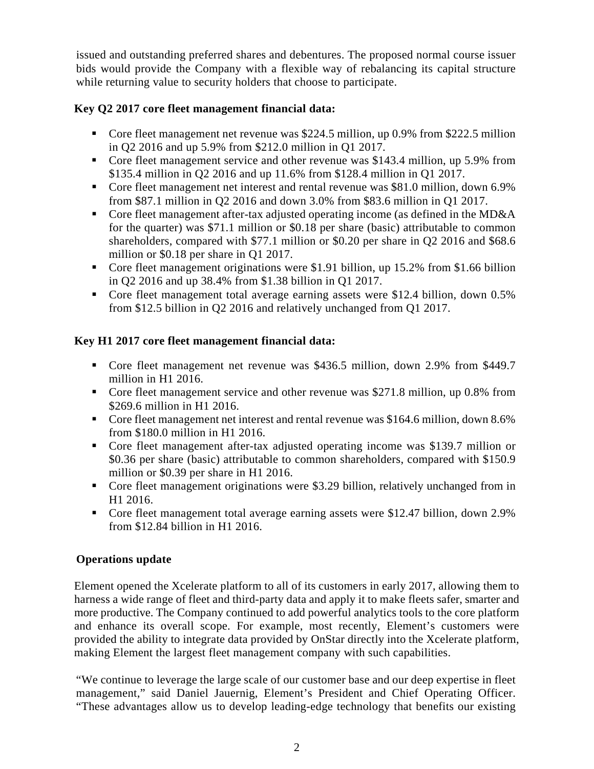issued and outstanding preferred shares and debentures. The proposed normal course issuer bids would provide the Company with a flexible way of rebalancing its capital structure while returning value to security holders that choose to participate.

**Key Q2 2017 core fleet management financial data:**

- Core fleet management net revenue was $224.5 million, up 0.9% from $222.5 million in Q2 2016 and up 5.9% from $212.0 million in Q1 2017.
- Core fleet management service and other revenue was $143.4 million, up 5.9% from $135.4 million in Q2 2016 and up 11.6% from $128.4 million in Q1 2017.
- Core fleet management net interest and rental revenue was $81.0 million, down 6.9% from $87.1 million in Q2 2016 and down 3.0% from $83.6 million in Q1 2017.
- Core fleet management after-tax adjusted operating income (as defined in the MD&A for the quarter) was $71.1 million or $0.18 per share (basic) attributable to common shareholders, compared with $77.1 million or $0.20 per share in Q2 2016 and $68.6 million or $0.18 per share in Q1 2017.
- Core fleet management originations were $1.91 billion, up 15.2% from $1.66 billion in Q2 2016 and up 38.4% from $1.38 billion in Q1 2017.
- Core fleet management total average earning assets were $12.4 billion, down 0.5% from $12.5 billion in Q2 2016 and relatively unchanged from Q1 2017.

**Key H1 2017 core fleet management financial data:**

- Core fleet management net revenue was $436.5 million, down 2.9% from $449.7 million in H1 2016.
- Core fleet management service and other revenue was $271.8 million, up 0.8% from $269.6 million in H1 2016.
- Core fleet management net interest and rental revenue was $164.6 million, down 8.6% from $180.0 million in H1 2016.
- Core fleet management after-tax adjusted operating income was $139.7 million or $0.36 per share (basic) attributable to common shareholders, compared with $150.9 million or $0.39 per share in H1 2016.
- Core fleet management originations were $3.29 billion, relatively unchanged from in H1 2016.
- Core fleet management total average earning assets were $12.47 billion, down 2.9% from $12.84 billion in H1 2016.

**Operations update**

Element opened the Xcelerate platform to all of its customers in early 2017, allowing them to harness a wide range of fleet and third-party data and apply it to make fleets safer, smarter and more productive. The Company continued to add powerful analytics tools to the core platform and enhance its overall scope. For example, most recently, Element's customers were provided the ability to integrate data provided by OnStar directly into the Xcelerate platform, making Element the largest fleet management company with such capabilities.

"We continue to leverage the large scale of our customer base and our deep expertise in fleet management," said Daniel Jauernig, Element's President and Chief Operating Officer. "These advantages allow us to develop leading-edge technology that benefits our existing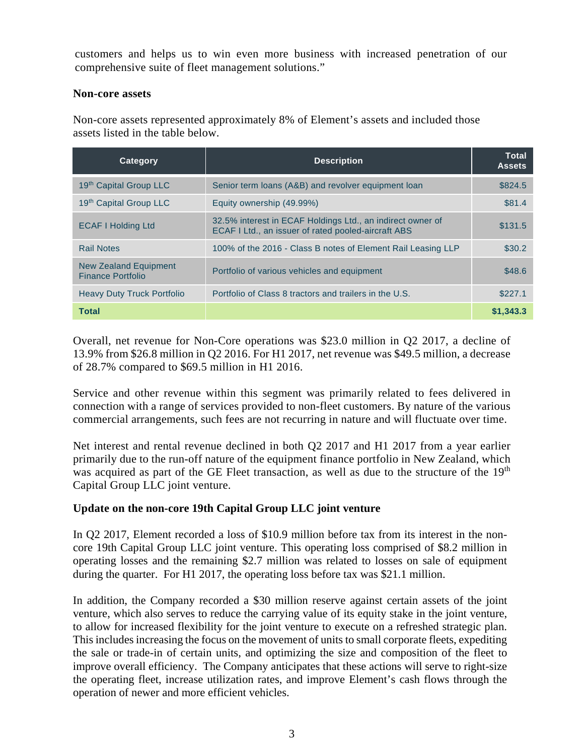customers and helps us to win even more business with increased penetration of our comprehensive suite of fleet management solutions."

**Non-core assets**

Non-core assets represented approximately 8% of Element's assets and included those assets listed in the table below.

| Category | Description | Total Assets |
|---|---|---|
| 19th Capital Group LLC | Senior term loans (A&B) and revolver equipment loan | $824.5 |
| 19th Capital Group LLC | Equity ownership (49.99%) | $81.4 |
| ECAF I Holding Ltd | 32.5% interest in ECAF Holdings Ltd., an indirect owner of ECAF I Ltd., an issuer of rated pooled-aircraft ABS | $131.5 |
| Rail Notes | 100% of the 2016 - Class B notes of Element Rail Leasing LLP | $30.2 |
| New Zealand Equipment Finance Portfolio | Portfolio of various vehicles and equipment | $48.6 |
| Heavy Duty Truck Portfolio | Portfolio of Class 8 tractors and trailers in the U.S. | $227.1 |
| **Total** | | **$1,343.3** |

Overall, net revenue for Non-Core operations was $23.0 million in Q2 2017, a decline of 13.9% from $26.8 million in Q2 2016. For H1 2017, net revenue was $49.5 million, a decrease of 28.7% compared to $69.5 million in H1 2016.

Service and other revenue within this segment was primarily related to fees delivered in connection with a range of services provided to non-fleet customers. By nature of the various commercial arrangements, such fees are not recurring in nature and will fluctuate over time.

Net interest and rental revenue declined in both Q2 2017 and H1 2017 from a year earlier primarily due to the run-off nature of the equipment finance portfolio in New Zealand, which was acquired as part of the GE Fleet transaction, as well as due to the structure of the 19th Capital Group LLC joint venture.

**Update on the non-core 19th Capital Group LLC joint venture**

In Q2 2017, Element recorded a loss of $10.9 million before tax from its interest in the non-core 19th Capital Group LLC joint venture. This operating loss comprised of $8.2 million in operating losses and the remaining $2.7 million was related to losses on sale of equipment during the quarter. For H1 2017, the operating loss before tax was $21.1 million.

In addition, the Company recorded a $30 million reserve against certain assets of the joint venture, which also serves to reduce the carrying value of its equity stake in the joint venture, to allow for increased flexibility for the joint venture to execute on a refreshed strategic plan. This includes increasing the focus on the movement of units to small corporate fleets, expediting the sale or trade-in of certain units, and optimizing the size and composition of the fleet to improve overall efficiency. The Company anticipates that these actions will serve to right-size the operating fleet, increase utilization rates, and improve Element's cash flows through the operation of newer and more efficient vehicles.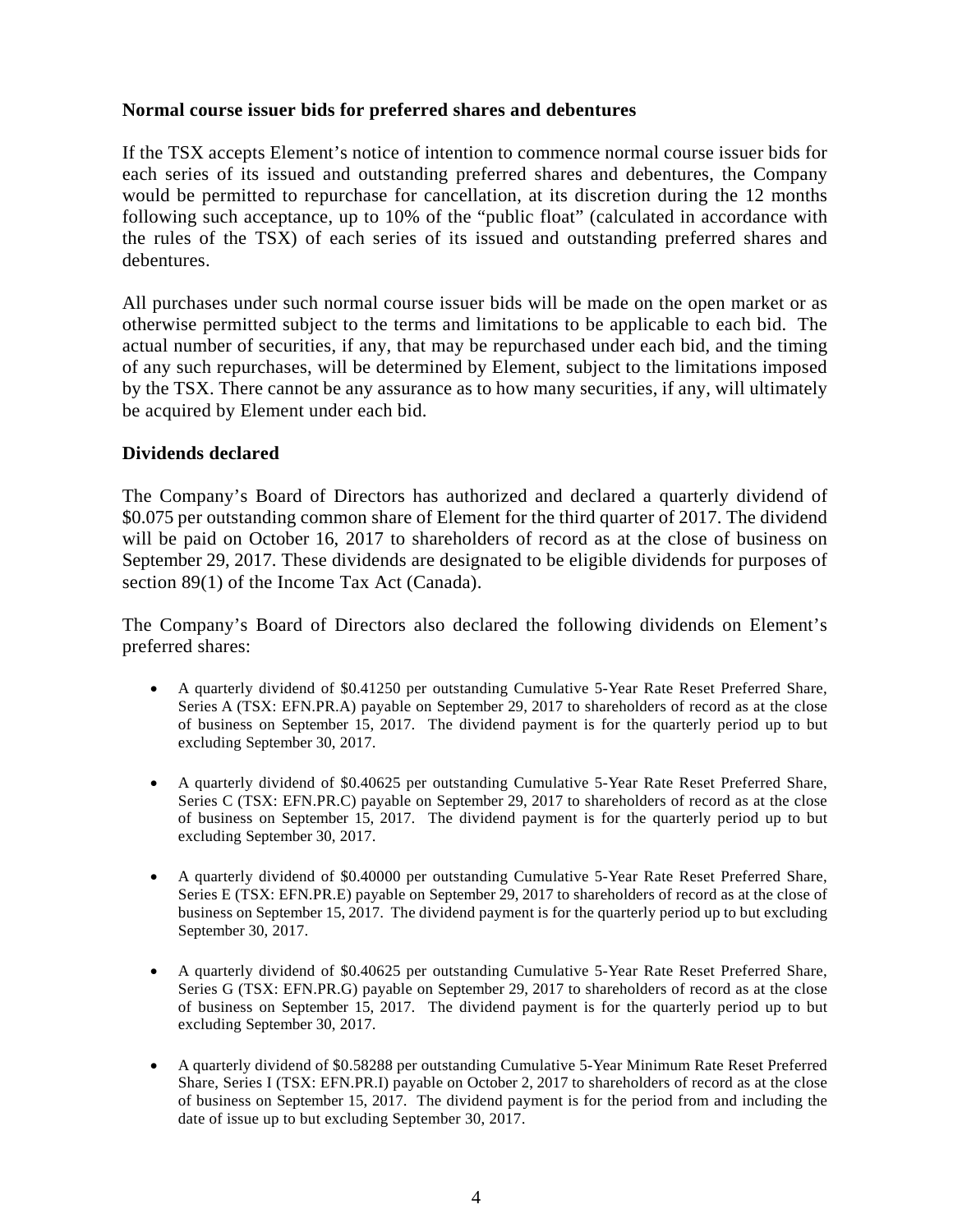**Normal course issuer bids for preferred shares and debentures**

If the TSX accepts Element's notice of intention to commence normal course issuer bids for each series of its issued and outstanding preferred shares and debentures, the Company would be permitted to repurchase for cancellation, at its discretion during the 12 months following such acceptance, up to 10% of the "public float" (calculated in accordance with the rules of the TSX) of each series of its issued and outstanding preferred shares and debentures.

All purchases under such normal course issuer bids will be made on the open market or as otherwise permitted subject to the terms and limitations to be applicable to each bid. The actual number of securities, if any, that may be repurchased under each bid, and the timing of any such repurchases, will be determined by Element, subject to the limitations imposed by the TSX. There cannot be any assurance as to how many securities, if any, will ultimately be acquired by Element under each bid.

**Dividends declared**

The Company's Board of Directors has authorized and declared a quarterly dividend of $0.075 per outstanding common share of Element for the third quarter of 2017. The dividend will be paid on October 16, 2017 to shareholders of record as at the close of business on September 29, 2017. These dividends are designated to be eligible dividends for purposes of section 89(1) of the Income Tax Act (Canada).

The Company's Board of Directors also declared the following dividends on Element's preferred shares:

- A quarterly dividend of $0.41250 per outstanding Cumulative 5-Year Rate Reset Preferred Share, Series A (TSX: EFN.PR.A) payable on September 29, 2017 to shareholders of record as at the close of business on September 15, 2017. The dividend payment is for the quarterly period up to but excluding September 30, 2017.
- A quarterly dividend of $0.40625 per outstanding Cumulative 5-Year Rate Reset Preferred Share, Series C (TSX: EFN.PR.C) payable on September 29, 2017 to shareholders of record as at the close of business on September 15, 2017. The dividend payment is for the quarterly period up to but excluding September 30, 2017.
- A quarterly dividend of $0.40000 per outstanding Cumulative 5-Year Rate Reset Preferred Share, Series E (TSX: EFN.PR.E) payable on September 29, 2017 to shareholders of record as at the close of business on September 15, 2017. The dividend payment is for the quarterly period up to but excluding September 30, 2017.
- A quarterly dividend of $0.40625 per outstanding Cumulative 5-Year Rate Reset Preferred Share, Series G (TSX: EFN.PR.G) payable on September 29, 2017 to shareholders of record as at the close of business on September 15, 2017. The dividend payment is for the quarterly period up to but excluding September 30, 2017.
- A quarterly dividend of $0.58288 per outstanding Cumulative 5-Year Minimum Rate Reset Preferred Share, Series I (TSX: EFN.PR.I) payable on October 2, 2017 to shareholders of record as at the close of business on September 15, 2017. The dividend payment is for the period from and including the date of issue up to but excluding September 30, 2017.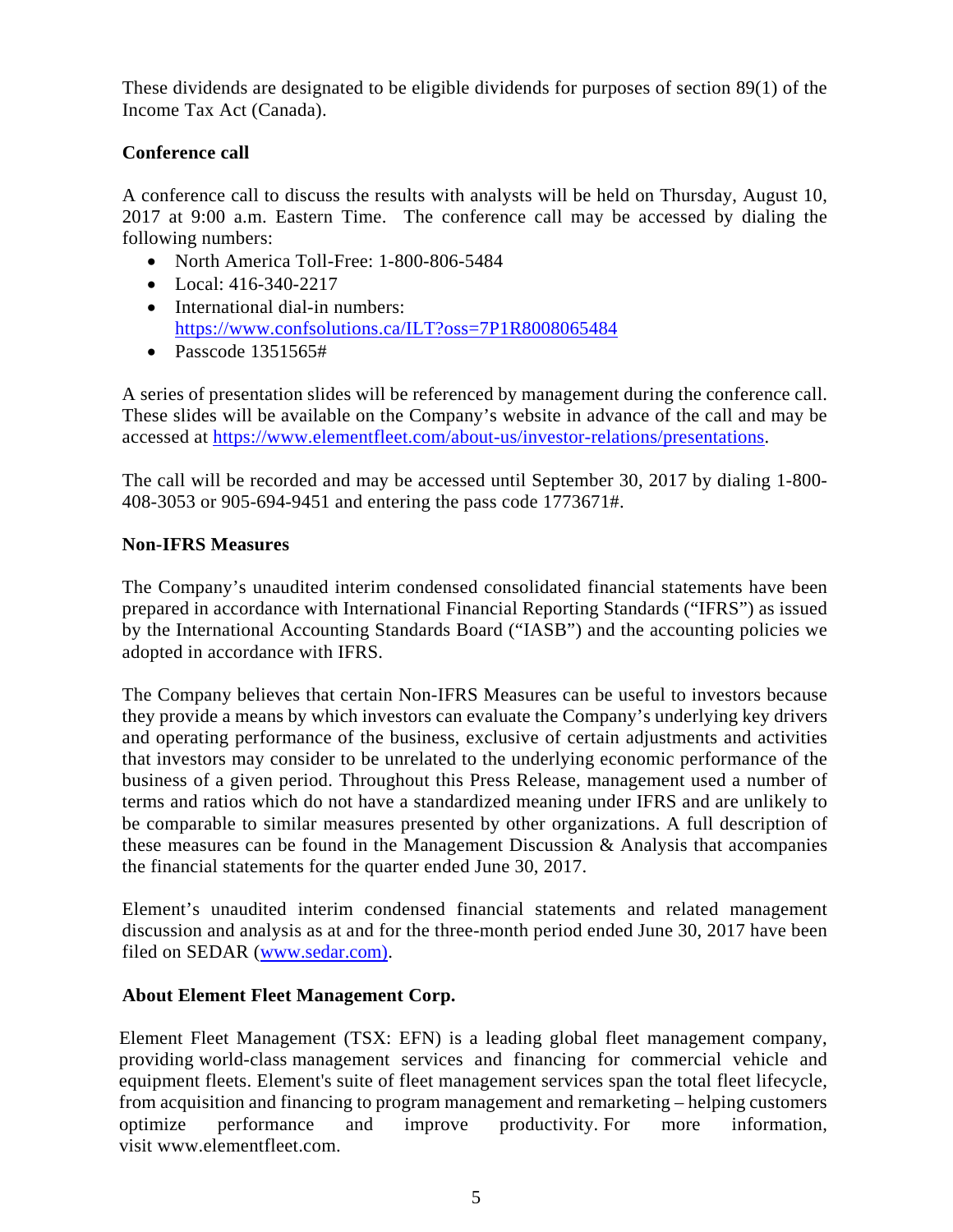These dividends are designated to be eligible dividends for purposes of section 89(1) of the Income Tax Act (Canada).

**Conference call**

A conference call to discuss the results with analysts will be held on Thursday, August 10, 2017 at 9:00 a.m. Eastern Time. The conference call may be accessed by dialing the following numbers:

- North America Toll-Free: 1-800-806-5484
- Local: 416-340-2217
- International dial-in numbers: https://www.confsolutions.ca/ILT?oss=7P1R8008065484
- Passcode 1351565#

A series of presentation slides will be referenced by management during the conference call. These slides will be available on the Company's website in advance of the call and may be accessed at https://www.elementfleet.com/about-us/investor-relations/presentations.

The call will be recorded and may be accessed until September 30, 2017 by dialing 1-800-408-3053 or 905-694-9451 and entering the pass code 1773671#.

**Non-IFRS Measures**

The Company's unaudited interim condensed consolidated financial statements have been prepared in accordance with International Financial Reporting Standards ("IFRS") as issued by the International Accounting Standards Board ("IASB") and the accounting policies we adopted in accordance with IFRS.

The Company believes that certain Non-IFRS Measures can be useful to investors because they provide a means by which investors can evaluate the Company's underlying key drivers and operating performance of the business, exclusive of certain adjustments and activities that investors may consider to be unrelated to the underlying economic performance of the business of a given period. Throughout this Press Release, management used a number of terms and ratios which do not have a standardized meaning under IFRS and are unlikely to be comparable to similar measures presented by other organizations. A full description of these measures can be found in the Management Discussion & Analysis that accompanies the financial statements for the quarter ended June 30, 2017.

Element's unaudited interim condensed financial statements and related management discussion and analysis as at and for the three-month period ended June 30, 2017 have been filed on SEDAR (www.sedar.com).

**About Element Fleet Management Corp.**

Element Fleet Management (TSX: EFN) is a leading global fleet management company, providing world-class management services and financing for commercial vehicle and equipment fleets. Element's suite of fleet management services span the total fleet lifecycle, from acquisition and financing to program management and remarketing – helping customers optimize performance and improve productivity. For more information, visit www.elementfleet.com.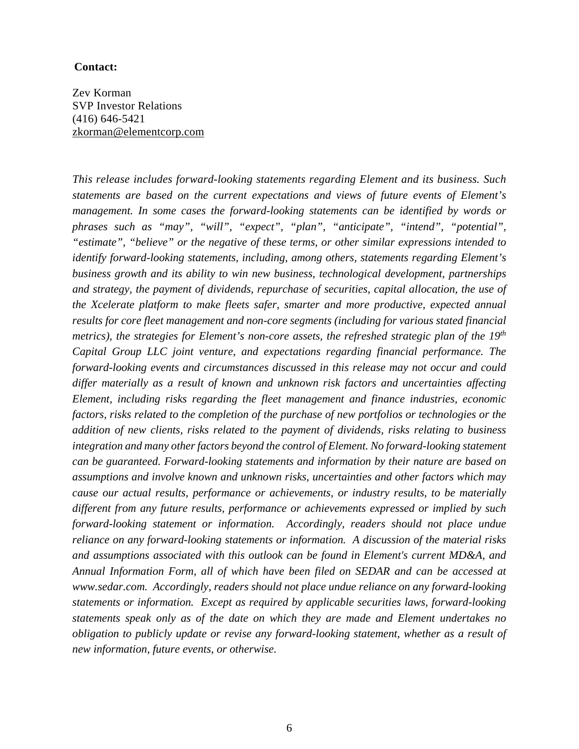**Contact:**

Zev Korman
SVP Investor Relations
(416) 646-5421
zkorman@elementcorp.com

*This release includes forward-looking statements regarding Element and its business. Such statements are based on the current expectations and views of future events of Element's management. In some cases the forward-looking statements can be identified by words or phrases such as "may", "will", "expect", "plan", "anticipate", "intend", "potential", "estimate", "believe" or the negative of these terms, or other similar expressions intended to identify forward-looking statements, including, among others, statements regarding Element's business growth and its ability to win new business, technological development, partnerships and strategy, the payment of dividends, repurchase of securities, capital allocation, the use of the Xcelerate platform to make fleets safer, smarter and more productive, expected annual results for core fleet management and non-core segments (including for various stated financial metrics), the strategies for Element's non-core assets, the refreshed strategic plan of the 19th Capital Group LLC joint venture, and expectations regarding financial performance. The forward-looking events and circumstances discussed in this release may not occur and could differ materially as a result of known and unknown risk factors and uncertainties affecting Element, including risks regarding the fleet management and finance industries, economic factors, risks related to the completion of the purchase of new portfolios or technologies or the addition of new clients, risks related to the payment of dividends, risks relating to business integration and many other factors beyond the control of Element. No forward-looking statement can be guaranteed. Forward-looking statements and information by their nature are based on assumptions and involve known and unknown risks, uncertainties and other factors which may cause our actual results, performance or achievements, or industry results, to be materially different from any future results, performance or achievements expressed or implied by such forward-looking statement or information. Accordingly, readers should not place undue reliance on any forward-looking statements or information. A discussion of the material risks and assumptions associated with this outlook can be found in Element's current MD&A, and Annual Information Form, all of which have been filed on SEDAR and can be accessed at www.sedar.com. Accordingly, readers should not place undue reliance on any forward-looking statements or information. Except as required by applicable securities laws, forward-looking statements speak only as of the date on which they are made and Element undertakes no obligation to publicly update or revise any forward-looking statement, whether as a result of new information, future events, or otherwise.*